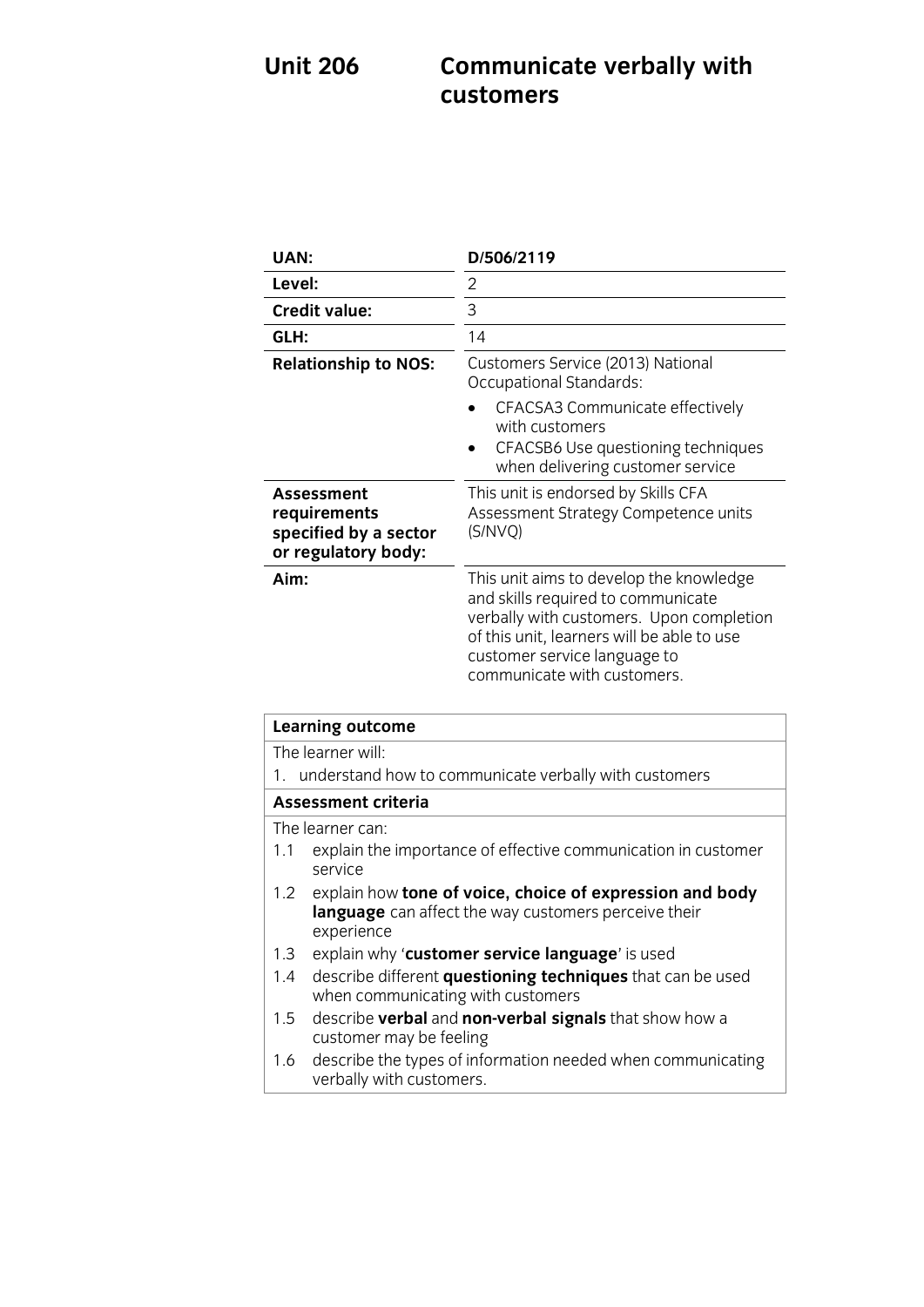# Unit 206 Communicate verbally with customers

| | |
|---|---|
| **UAN:** | **D/506/2119** |
| **Level:** | 2 |
| **Credit value:** | 3 |
| **GLH:** | 14 |
| **Relationship to NOS:** | Customers Service (2013) National Occupational Standards:<br>• CFACSA3 Communicate effectively with customers<br>• CFACSB6 Use questioning techniques when delivering customer service |
| **Assessment requirements specified by a sector or regulatory body:** | This unit is endorsed by Skills CFA Assessment Strategy Competence units (S/NVQ) |
| **Aim:** | This unit aims to develop the knowledge and skills required to communicate verbally with customers. Upon completion of this unit, learners will be able to use customer service language to communicate with customers. |

| **Learning outcome** |
|---|
| The learner will:<br>1. understand how to communicate verbally with customers |
| **Assessment criteria** |
| The learner can:<br>1.1 explain the importance of effective communication in customer service<br>1.2 explain how **tone of voice, choice of expression and body language** can affect the way customers perceive their experience<br>1.3 explain why '**customer service language**' is used<br>1.4 describe different **questioning techniques** that can be used when communicating with customers<br>1.5 describe **verbal** and **non-verbal signals** that show how a customer may be feeling<br>1.6 describe the types of information needed when communicating verbally with customers. |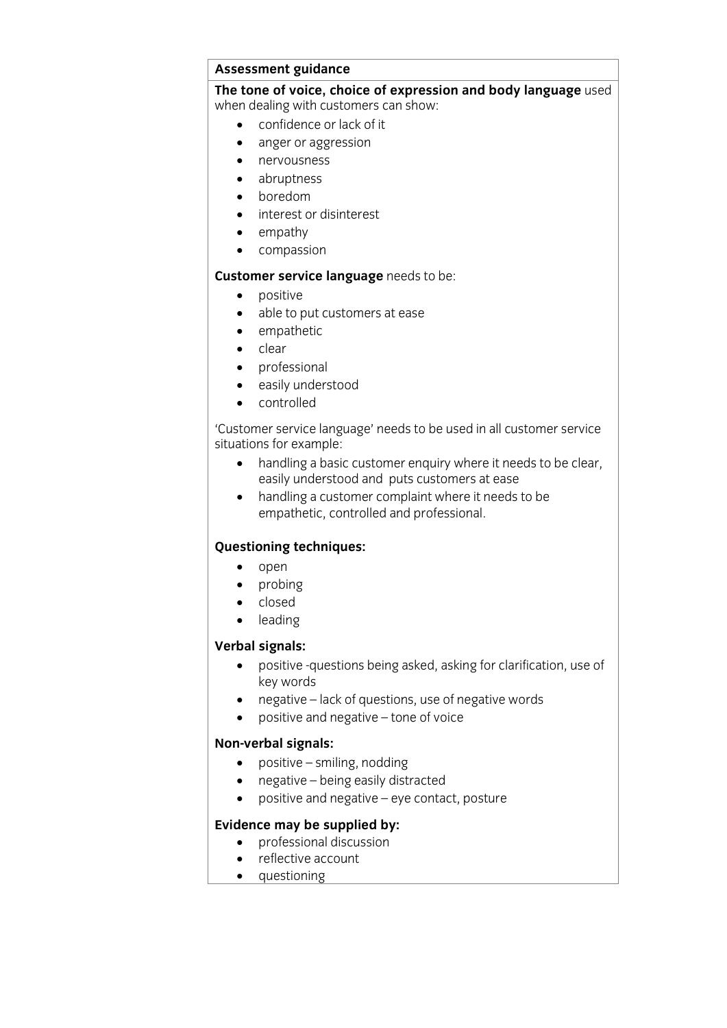**Assessment guidance**

**The tone of voice, choice of expression and body language** used when dealing with customers can show:

- confidence or lack of it
- anger or aggression
- nervousness
- abruptness
- boredom
- interest or disinterest
- empathy
- compassion

**Customer service language** needs to be:

- positive
- able to put customers at ease
- empathetic
- clear
- professional
- easily understood
- controlled

'Customer service language' needs to be used in all customer service situations for example:

- handling a basic customer enquiry where it needs to be clear, easily understood and puts customers at ease
- handling a customer complaint where it needs to be empathetic, controlled and professional.

**Questioning techniques:**

- open
- probing
- closed
- leading

**Verbal signals:**

- positive -questions being asked, asking for clarification, use of key words
- negative – lack of questions, use of negative words
- positive and negative – tone of voice

**Non-verbal signals:**

- positive – smiling, nodding
- negative – being easily distracted
- positive and negative – eye contact, posture

**Evidence may be supplied by:**

- professional discussion
- reflective account
- questioning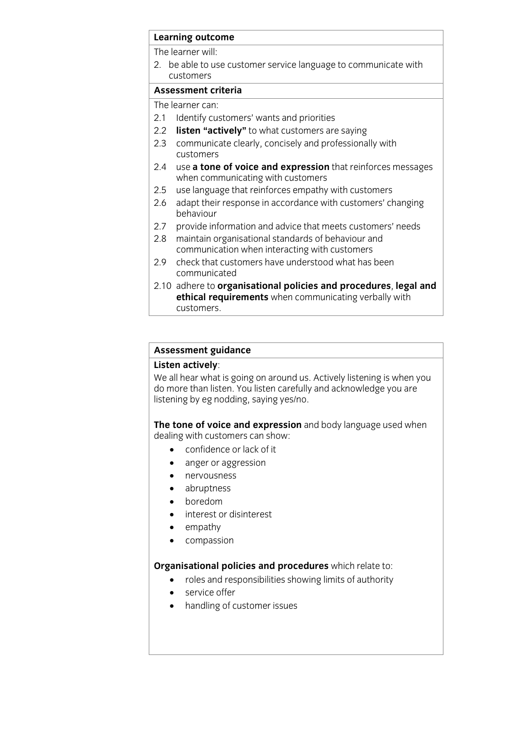**Learning outcome**

The learner will:

2. be able to use customer service language to communicate with customers

**Assessment criteria**

The learner can:

2.1 Identify customers' wants and priorities

2.2 **listen "actively"** to what customers are saying

2.3 communicate clearly, concisely and professionally with customers

2.4 use **a tone of voice and expression** that reinforces messages when communicating with customers

2.5 use language that reinforces empathy with customers

2.6 adapt their response in accordance with customers' changing behaviour

2.7 provide information and advice that meets customers' needs

2.8 maintain organisational standards of behaviour and communication when interacting with customers

2.9 check that customers have understood what has been communicated

2.10 adhere to **organisational policies and procedures**, **legal and ethical requirements** when communicating verbally with customers.

**Assessment guidance**

**Listen actively**:

We all hear what is going on around us. Actively listening is when you do more than listen. You listen carefully and acknowledge you are listening by eg nodding, saying yes/no.

**The tone of voice and expression** and body language used when dealing with customers can show:

- confidence or lack of it
- anger or aggression
- nervousness
- abruptness
- boredom
- interest or disinterest
- empathy
- compassion

**Organisational policies and procedures** which relate to:

- roles and responsibilities showing limits of authority
- service offer
- handling of customer issues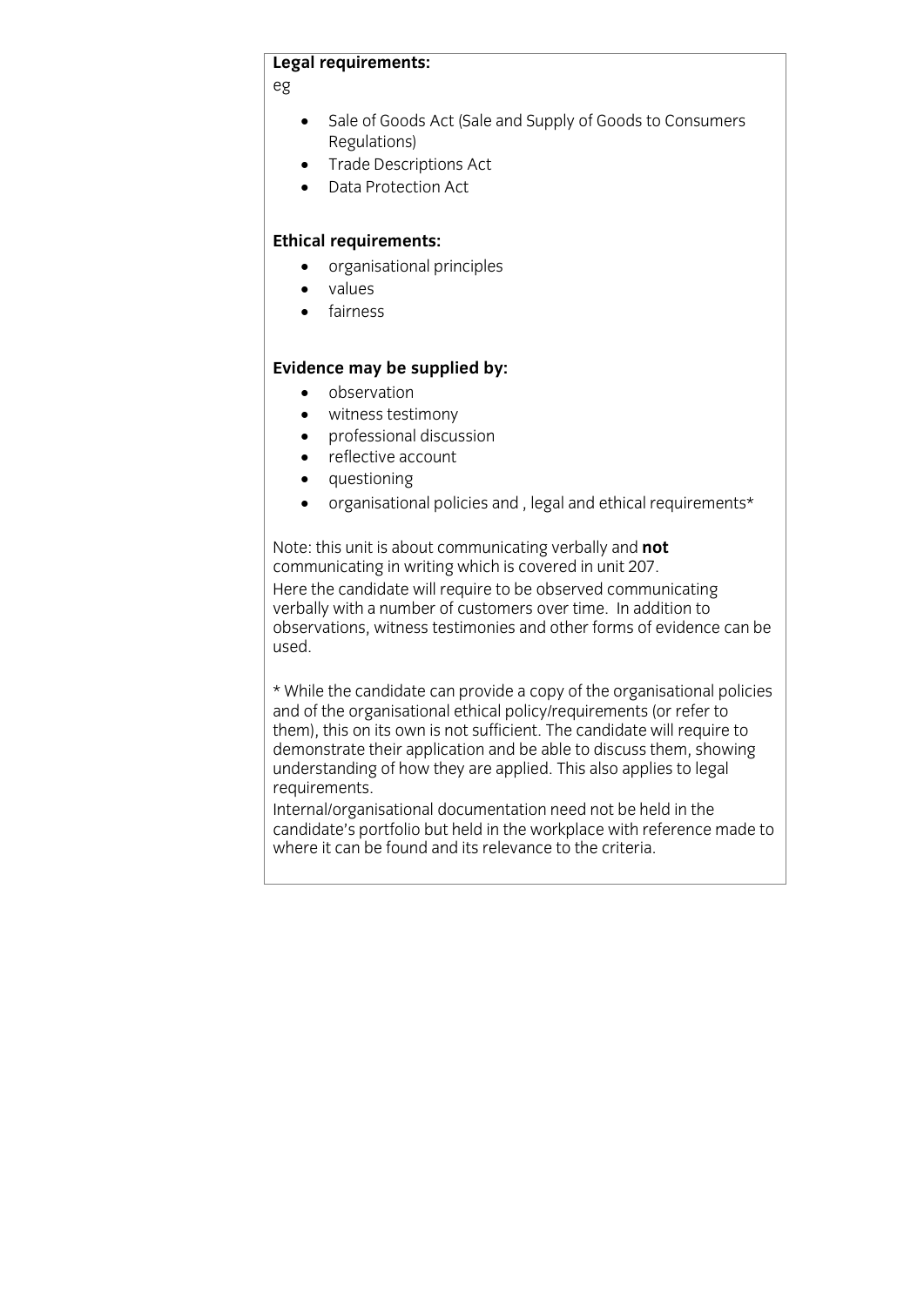**Legal requirements:**

eg

- Sale of Goods Act (Sale and Supply of Goods to Consumers Regulations)
- Trade Descriptions Act
- Data Protection Act

**Ethical requirements:**

- organisational principles
- values
- fairness

**Evidence may be supplied by:**

- observation
- witness testimony
- professional discussion
- reflective account
- questioning
- organisational policies and , legal and ethical requirements*

Note: this unit is about communicating verbally and **not** communicating in writing which is covered in unit 207.
Here the candidate will require to be observed communicating verbally with a number of customers over time. In addition to observations, witness testimonies and other forms of evidence can be used.

* While the candidate can provide a copy of the organisational policies and of the organisational ethical policy/requirements (or refer to them), this on its own is not sufficient. The candidate will require to demonstrate their application and be able to discuss them, showing understanding of how they are applied. This also applies to legal requirements.
Internal/organisational documentation need not be held in the candidate's portfolio but held in the workplace with reference made to where it can be found and its relevance to the criteria.